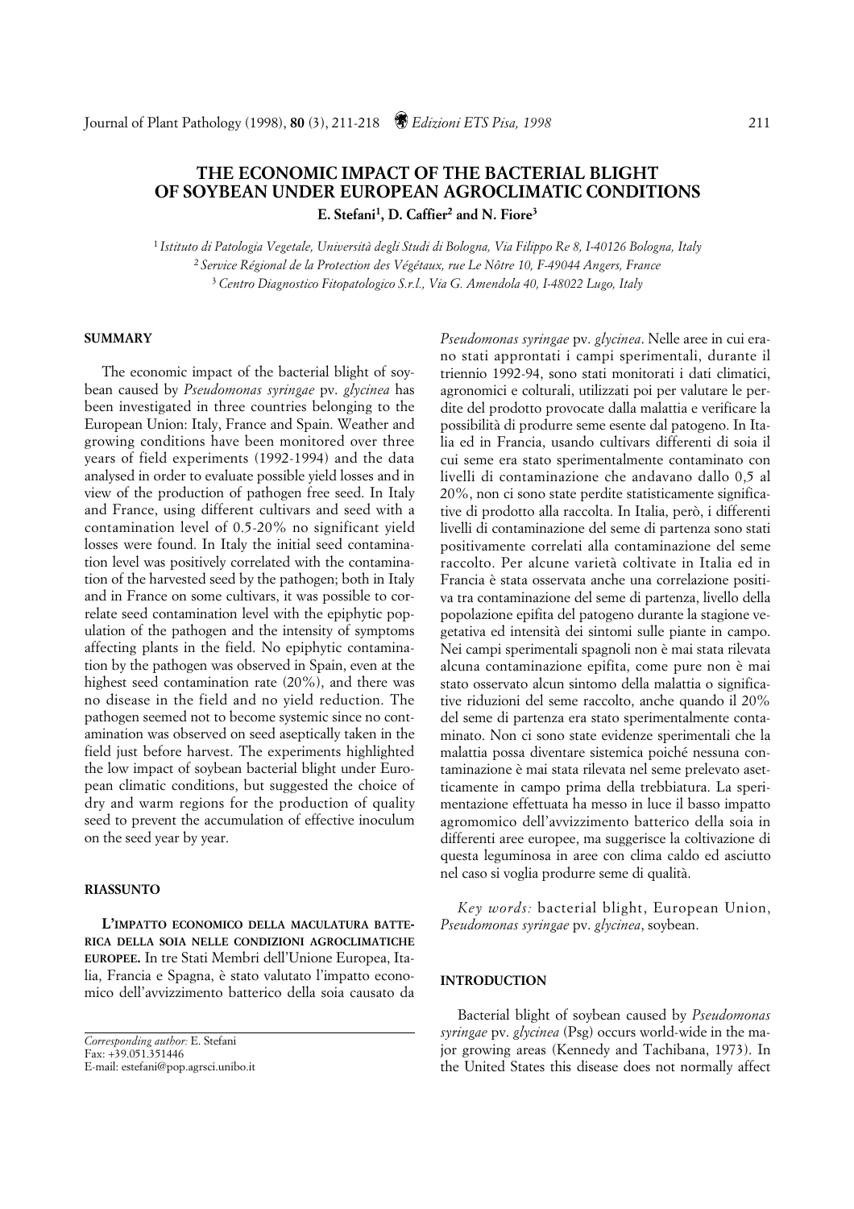# THE ECONOMIC IMPACT OF THE BACTERIAL BLIGHT OF SOYBEAN UNDER EUROPEAN AGROCLIMATIC CONDITIONS

**E. Stefani[1], D. Caffier[2] and N. Fiore[3]**

[1] *Istituto di Patologia Vegetale, Università degli Studi di Bologna, Via Filippo Re 8, I-40126 Bologna, Italy*
[2] *Service Régional de la Protection des Végétaux, rue Le Nôtre 10, F-49044 Angers, France*
[3] *Centro Diagnostico Fitopatologico S.r.l., Via G. Amendola 40, I-48022 Lugo, Italy*

## SUMMARY

The economic impact of the bacterial blight of soybean caused by *Pseudomonas syringae* pv. *glycinea* has been investigated in three countries belonging to the European Union: Italy, France and Spain. Weather and growing conditions have been monitored over three years of field experiments (1992-1994) and the data analysed in order to evaluate possible yield losses and in view of the production of pathogen free seed. In Italy and France, using different cultivars and seed with a contamination level of 0.5-20% no significant yield losses were found. In Italy the initial seed contamination level was positively correlated with the contamination of the harvested seed by the pathogen; both in Italy and in France on some cultivars, it was possible to correlate seed contamination level with the epiphytic population of the pathogen and the intensity of symptoms affecting plants in the field. No epiphytic contamination by the pathogen was observed in Spain, even at the highest seed contamination rate (20%), and there was no disease in the field and no yield reduction. The pathogen seemed not to become systemic since no contamination was observed on seed aseptically taken in the field just before harvest. The experiments highlighted the low impact of soybean bacterial blight under European climatic conditions, but suggested the choice of dry and warm regions for the production of quality seed to prevent the accumulation of effective inoculum on the seed year by year.

## RIASSUNTO

**L'IMPATTO ECONOMICO DELLA MACULATURA BATTERICA DELLA SOIA NELLE CONDIZIONI AGROCLIMATICHE EUROPEE.** In tre Stati Membri dell'Unione Europea, Italia, Francia e Spagna, è stato valutato l'impatto economico dell'avvizzimento batterico della soia causato da *Pseudomonas syringae* pv. *glycinea*. Nelle aree in cui erano stati approntati i campi sperimentali, durante il triennio 1992-94, sono stati monitorati i dati climatici, agronomici e colturali, utilizzati poi per valutare le perdite del prodotto provocate dalla malattia e verificare la possibilità di produrre seme esente dal patogeno. In Italia ed in Francia, usando cultivars differenti di soia il cui seme era stato sperimentalmente contaminato con livelli di contaminazione che andavano dallo 0,5 al 20%, non ci sono state perdite statisticamente significative di prodotto alla raccolta. In Italia, però, i differenti livelli di contaminazione del seme di partenza sono stati positivamente correlati alla contaminazione del seme raccolto. Per alcune varietà coltivate in Italia ed in Francia è stata osservata anche una correlazione positiva tra contaminazione del seme di partenza, livello della popolazione epifita del patogeno durante la stagione vegetativa ed intensità dei sintomi sulle piante in campo. Nei campi sperimentali spagnoli non è mai stata rilevata alcuna contaminazione epifita, come pure non è mai stato osservato alcun sintomo della malattia o significative riduzioni del seme raccolto, anche quando il 20% del seme di partenza era stato sperimentalmente contaminato. Non ci sono state evidenze sperimentali che la malattia possa diventare sistemica poiché nessuna contaminazione è mai stata rilevata nel seme prelevato asetticamente in campo prima della trebbiatura. La sperimentazione effettuata ha messo in luce il basso impatto agromomico dell'avvizzimento batterico della soia in differenti aree europee, ma suggerisce la coltivazione di questa leguminosa in aree con clima caldo ed asciutto nel caso si voglia produrre seme di qualità.

*Key words:* bacterial blight, European Union, *Pseudomonas syringae* pv. *glycinea*, soybean.

## INTRODUCTION

Bacterial blight of soybean caused by *Pseudomonas syringae* pv. *glycinea* (Psg) occurs world-wide in the major growing areas (Kennedy and Tachibana, 1973). In the United States this disease does not normally affect

*Corresponding author:* E. Stefani
Fax: +39.051.351446
E-mail: estefani@pop.agrsci.unibo.it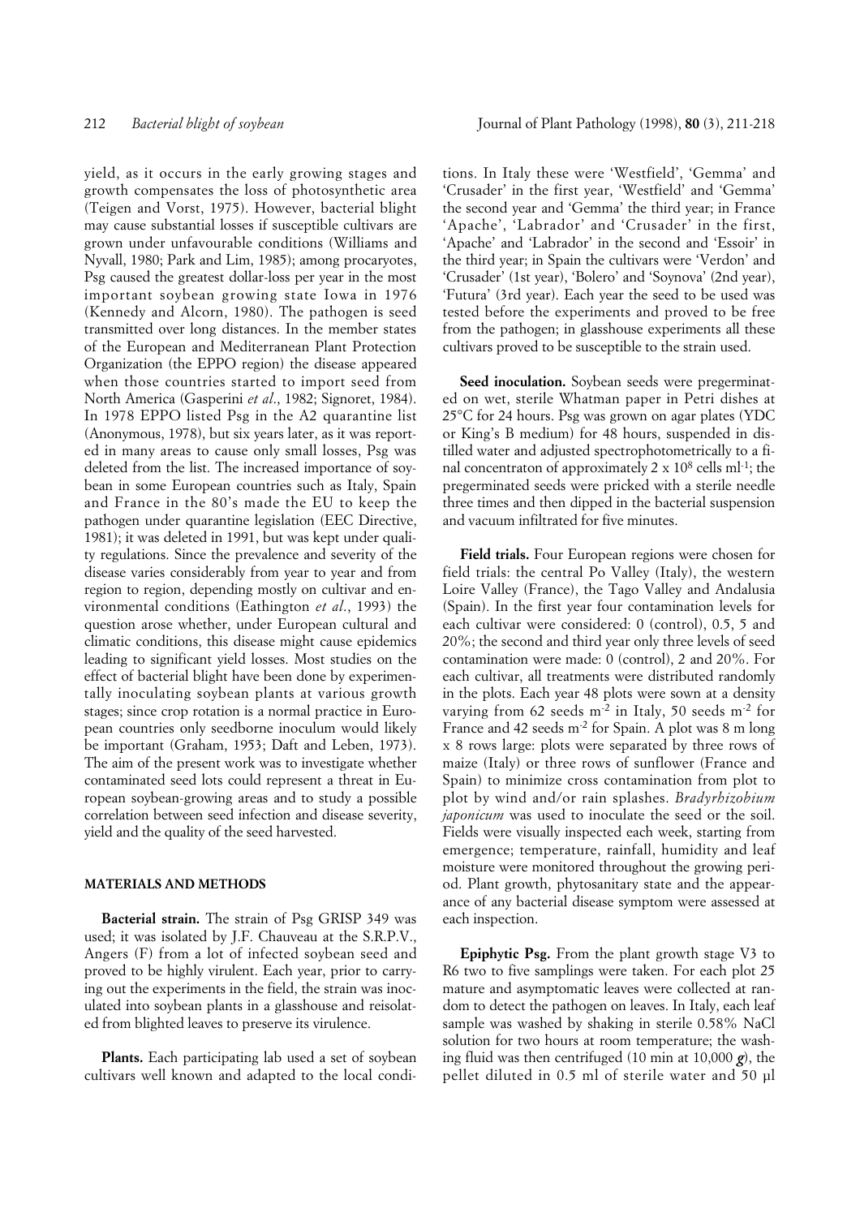yield, as it occurs in the early growing stages and growth compensates the loss of photosynthetic area (Teigen and Vorst, 1975). However, bacterial blight may cause substantial losses if susceptible cultivars are grown under unfavourable conditions (Williams and Nyvall, 1980; Park and Lim, 1985); among procaryotes, Psg caused the greatest dollar-loss per year in the most important soybean growing state Iowa in 1976 (Kennedy and Alcorn, 1980). The pathogen is seed transmitted over long distances. In the member states of the European and Mediterranean Plant Protection Organization (the EPPO region) the disease appeared when those countries started to import seed from North America (Gasperini *et al*., 1982; Signoret, 1984). In 1978 EPPO listed Psg in the A2 quarantine list (Anonymous, 1978), but six years later, as it was reported in many areas to cause only small losses, Psg was deleted from the list. The increased importance of soybean in some European countries such as Italy, Spain and France in the 80's made the EU to keep the pathogen under quarantine legislation (EEC Directive, 1981); it was deleted in 1991, but was kept under quality regulations. Since the prevalence and severity of the disease varies considerably from year to year and from region to region, depending mostly on cultivar and environmental conditions (Eathington *et al*., 1993) the question arose whether, under European cultural and climatic conditions, this disease might cause epidemics leading to significant yield losses. Most studies on the effect of bacterial blight have been done by experimentally inoculating soybean plants at various growth stages; since crop rotation is a normal practice in European countries only seedborne inoculum would likely be important (Graham, 1953; Daft and Leben, 1973). The aim of the present work was to investigate whether contaminated seed lots could represent a threat in European soybean-growing areas and to study a possible correlation between seed infection and disease severity, yield and the quality of the seed harvested.

## MATERIALS AND METHODS

**Bacterial strain.** The strain of Psg GRISP 349 was used; it was isolated by J.F. Chauveau at the S.R.P.V., Angers (F) from a lot of infected soybean seed and proved to be highly virulent. Each year, prior to carrying out the experiments in the field, the strain was inoculated into soybean plants in a glasshouse and reisolated from blighted leaves to preserve its virulence.

**Plants.** Each participating lab used a set of soybean cultivars well known and adapted to the local conditions. In Italy these were 'Westfield', 'Gemma' and 'Crusader' in the first year, 'Westfield' and 'Gemma' the second year and 'Gemma' the third year; in France 'Apache', 'Labrador' and 'Crusader' in the first, 'Apache' and 'Labrador' in the second and 'Essoir' in the third year; in Spain the cultivars were 'Verdon' and 'Crusader' (1st year), 'Bolero' and 'Soynova' (2nd year), 'Futura' (3rd year). Each year the seed to be used was tested before the experiments and proved to be free from the pathogen; in glasshouse experiments all these cultivars proved to be susceptible to the strain used.

**Seed inoculation.** Soybean seeds were pregerminated on wet, sterile Whatman paper in Petri dishes at 25°C for 24 hours. Psg was grown on agar plates (YDC or King's B medium) for 48 hours, suspended in distilled water and adjusted spectrophotometrically to a final concentraton of approximately $2 \times 10^8$ cells $ml^{-1}$; the pregerminated seeds were pricked with a sterile needle three times and then dipped in the bacterial suspension and vacuum infiltrated for five minutes.

**Field trials.** Four European regions were chosen for field trials: the central Po Valley (Italy), the western Loire Valley (France), the Tago Valley and Andalusia (Spain). In the first year four contamination levels for each cultivar were considered: 0 (control), 0.5, 5 and 20%; the second and third year only three levels of seed contamination were made: 0 (control), 2 and 20%. For each cultivar, all treatments were distributed randomly in the plots. Each year 48 plots were sown at a density varying from 62 seeds $m^{-2}$ in Italy, 50 seeds $m^{-2}$ for France and 42 seeds $m^{-2}$ for Spain. A plot was 8 m long x 8 rows large: plots were separated by three rows of maize (Italy) or three rows of sunflower (France and Spain) to minimize cross contamination from plot to plot by wind and/or rain splashes. *Bradyrhizobium japonicum* was used to inoculate the seed or the soil. Fields were visually inspected each week, starting from emergence; temperature, rainfall, humidity and leaf moisture were monitored throughout the growing period. Plant growth, phytosanitary state and the appearance of any bacterial disease symptom were assessed at each inspection.

**Epiphytic Psg.** From the plant growth stage V3 to R6 two to five samplings were taken. For each plot 25 mature and asymptomatic leaves were collected at random to detect the pathogen on leaves. In Italy, each leaf sample was washed by shaking in sterile 0.58% NaCl solution for two hours at room temperature; the washing fluid was then centrifuged (10 min at 10,000 ***g***), the pellet diluted in 0.5 ml of sterile water and 50 µl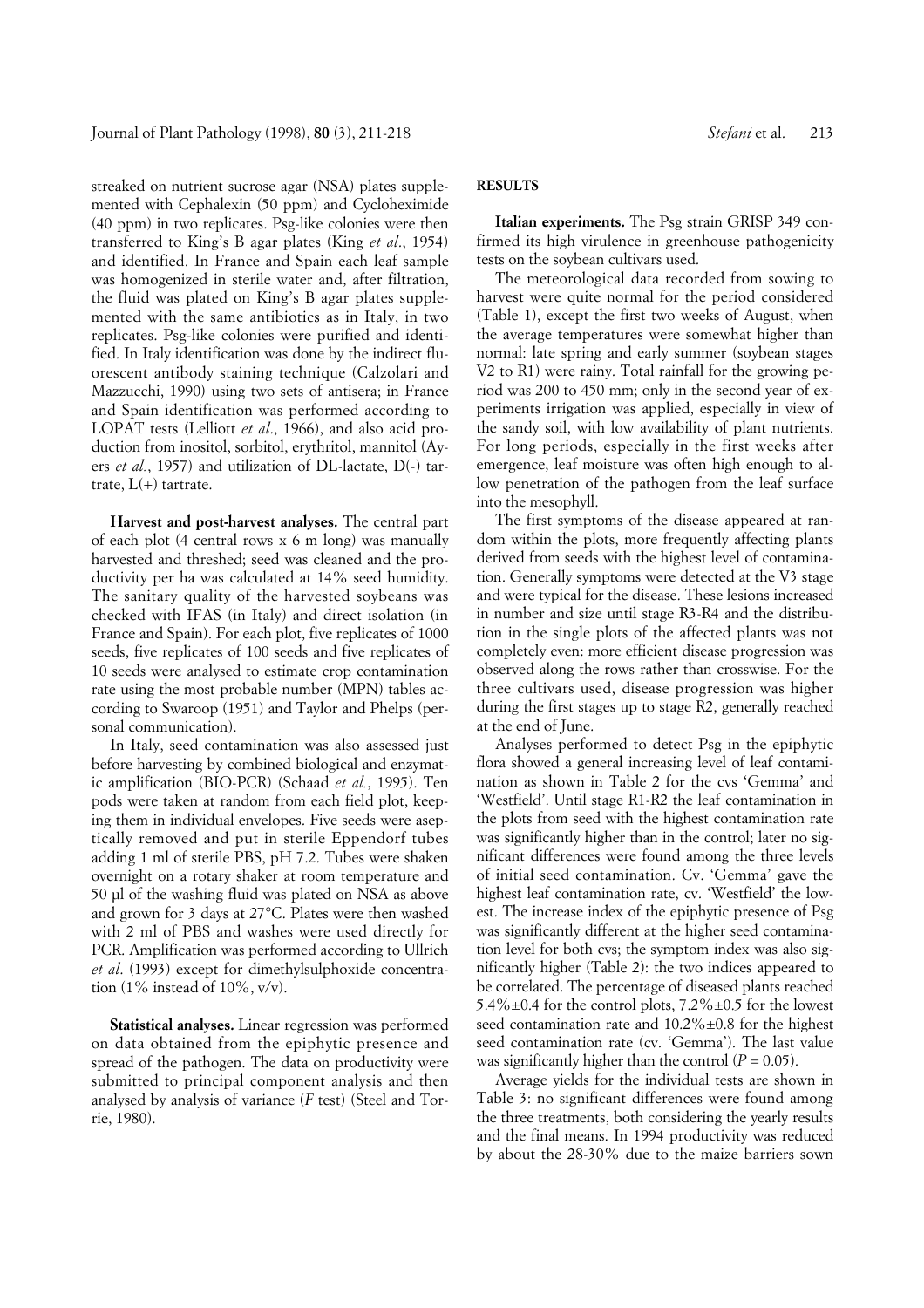streaked on nutrient sucrose agar (NSA) plates supplemented with Cephalexin (50 ppm) and Cycloheximide (40 ppm) in two replicates. Psg-like colonies were then transferred to King's B agar plates (King *et al*., 1954) and identified. In France and Spain each leaf sample was homogenized in sterile water and, after filtration, the fluid was plated on King's B agar plates supplemented with the same antibiotics as in Italy, in two replicates. Psg-like colonies were purified and identified. In Italy identification was done by the indirect fluorescent antibody staining technique (Calzolari and Mazzucchi, 1990) using two sets of antisera; in France and Spain identification was performed according to LOPAT tests (Lelliott *et al*., 1966), and also acid production from inositol, sorbitol, erythritol, mannitol (Ayers *et al.*, 1957) and utilization of DL-lactate, D(-) tartrate, L(+) tartrate.

**Harvest and post-harvest analyses.** The central part of each plot (4 central rows x 6 m long) was manually harvested and threshed; seed was cleaned and the productivity per ha was calculated at 14% seed humidity. The sanitary quality of the harvested soybeans was checked with IFAS (in Italy) and direct isolation (in France and Spain). For each plot, five replicates of 1000 seeds, five replicates of 100 seeds and five replicates of 10 seeds were analysed to estimate crop contamination rate using the most probable number (MPN) tables according to Swaroop (1951) and Taylor and Phelps (personal communication).

In Italy, seed contamination was also assessed just before harvesting by combined biological and enzymatic amplification (BIO-PCR) (Schaad *et al.*, 1995). Ten pods were taken at random from each field plot, keeping them in individual envelopes. Five seeds were aseptically removed and put in sterile Eppendorf tubes adding 1 ml of sterile PBS, pH 7.2. Tubes were shaken overnight on a rotary shaker at room temperature and 50 µl of the washing fluid was plated on NSA as above and grown for 3 days at 27°C. Plates were then washed with 2 ml of PBS and washes were used directly for PCR. Amplification was performed according to Ullrich *et al*. (1993) except for dimethylsulphoxide concentration (1% instead of 10%, v/v).

**Statistical analyses.** Linear regression was performed on data obtained from the epiphytic presence and spread of the pathogen. The data on productivity were submitted to principal component analysis and then analysed by analysis of variance (*F* test) (Steel and Torrie, 1980).

## RESULTS

**Italian experiments.** The Psg strain GRISP 349 confirmed its high virulence in greenhouse pathogenicity tests on the soybean cultivars used.

The meteorological data recorded from sowing to harvest were quite normal for the period considered (Table 1), except the first two weeks of August, when the average temperatures were somewhat higher than normal: late spring and early summer (soybean stages V2 to R1) were rainy. Total rainfall for the growing period was 200 to 450 mm; only in the second year of experiments irrigation was applied, especially in view of the sandy soil, with low availability of plant nutrients. For long periods, especially in the first weeks after emergence, leaf moisture was often high enough to allow penetration of the pathogen from the leaf surface into the mesophyll.

The first symptoms of the disease appeared at random within the plots, more frequently affecting plants derived from seeds with the highest level of contamination. Generally symptoms were detected at the V3 stage and were typical for the disease. These lesions increased in number and size until stage R3-R4 and the distribution in the single plots of the affected plants was not completely even: more efficient disease progression was observed along the rows rather than crosswise. For the three cultivars used, disease progression was higher during the first stages up to stage R2, generally reached at the end of June.

Analyses performed to detect Psg in the epiphytic flora showed a general increasing level of leaf contamination as shown in Table 2 for the cvs 'Gemma' and 'Westfield'. Until stage R1-R2 the leaf contamination in the plots from seed with the highest contamination rate was significantly higher than in the control; later no significant differences were found among the three levels of initial seed contamination. Cv. 'Gemma' gave the highest leaf contamination rate, cv. 'Westfield' the lowest. The increase index of the epiphytic presence of Psg was significantly different at the higher seed contamination level for both cvs; the symptom index was also significantly higher (Table 2): the two indices appeared to be correlated. The percentage of diseased plants reached 5.4%±0.4 for the control plots, 7.2%±0.5 for the lowest seed contamination rate and 10.2%±0.8 for the highest seed contamination rate (cv. 'Gemma'). The last value was significantly higher than the control ($P = 0.05$).

Average yields for the individual tests are shown in Table 3: no significant differences were found among the three treatments, both considering the yearly results and the final means. In 1994 productivity was reduced by about the 28-30% due to the maize barriers sown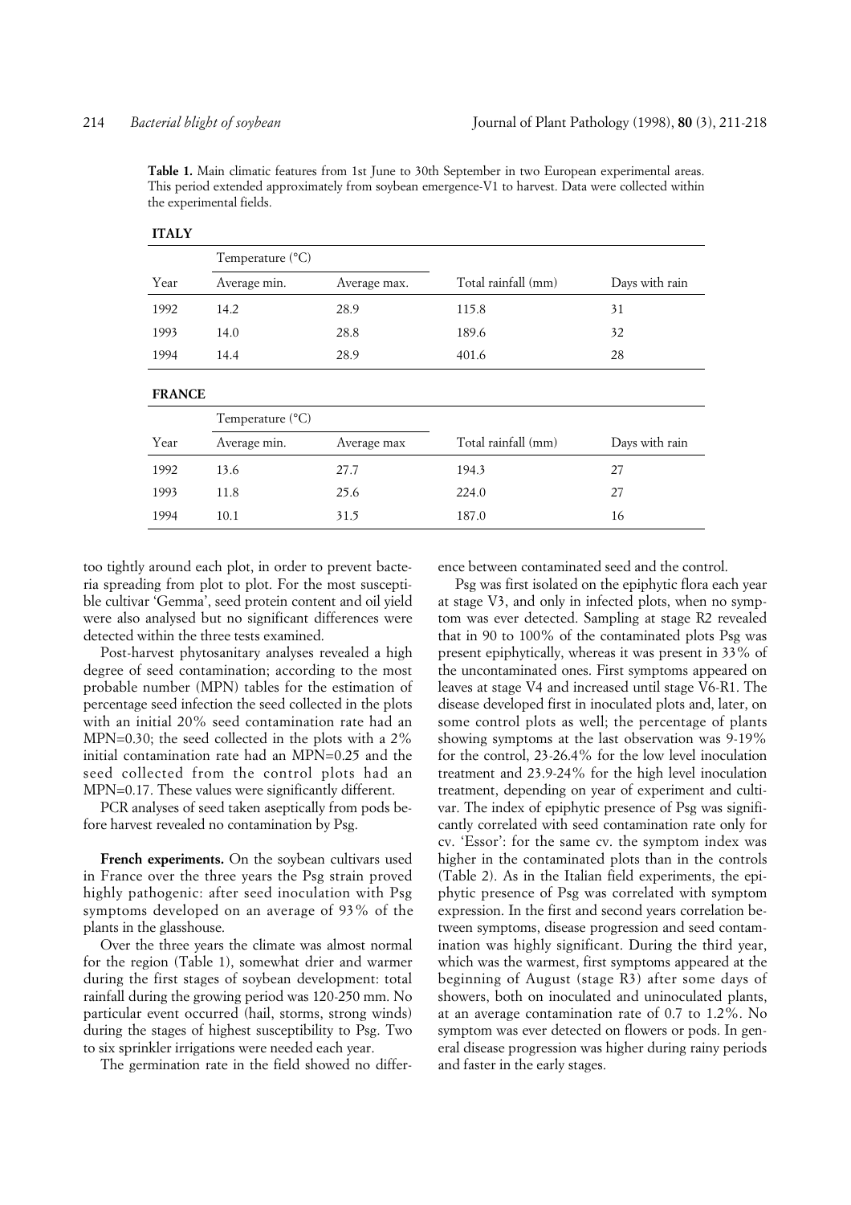**Table 1.** Main climatic features from 1st June to 30th September in two European experimental areas. This period extended approximately from soybean emergence-V1 to harvest. Data were collected within the experimental fields.

**ITALY**

| Year | Temperature (°C) | | Total rainfall (mm) | Days with rain |
|---|---|---|---|---|
| | Average min. | Average max. | | |
| 1992 | 14.2 | 28.9 | 115.8 | 31 |
| 1993 | 14.0 | 28.8 | 189.6 | 32 |
| 1994 | 14.4 | 28.9 | 401.6 | 28 |

**FRANCE**

| Year | Temperature (°C) | | Total rainfall (mm) | Days with rain |
|---|---|---|---|---|
| | Average min. | Average max | | |
| 1992 | 13.6 | 27.7 | 194.3 | 27 |
| 1993 | 11.8 | 25.6 | 224.0 | 27 |
| 1994 | 10.1 | 31.5 | 187.0 | 16 |

too tightly around each plot, in order to prevent bacteria spreading from plot to plot. For the most susceptible cultivar 'Gemma', seed protein content and oil yield were also analysed but no significant differences were detected within the three tests examined.

Post-harvest phytosanitary analyses revealed a high degree of seed contamination; according to the most probable number (MPN) tables for the estimation of percentage seed infection the seed collected in the plots with an initial 20% seed contamination rate had an MPN=0.30; the seed collected in the plots with a 2% initial contamination rate had an MPN=0.25 and the seed collected from the control plots had an MPN=0.17. These values were significantly different.

PCR analyses of seed taken aseptically from pods before harvest revealed no contamination by Psg.

**French experiments.** On the soybean cultivars used in France over the three years the Psg strain proved highly pathogenic: after seed inoculation with Psg symptoms developed on an average of 93% of the plants in the glasshouse.

Over the three years the climate was almost normal for the region (Table 1), somewhat drier and warmer during the first stages of soybean development: total rainfall during the growing period was 120-250 mm. No particular event occurred (hail, storms, strong winds) during the stages of highest susceptibility to Psg. Two to six sprinkler irrigations were needed each year.

The germination rate in the field showed no difference between contaminated seed and the control.

Psg was first isolated on the epiphytic flora each year at stage V3, and only in infected plots, when no symptom was ever detected. Sampling at stage R2 revealed that in 90 to 100% of the contaminated plots Psg was present epiphytically, whereas it was present in 33% of the uncontaminated ones. First symptoms appeared on leaves at stage V4 and increased until stage V6-R1. The disease developed first in inoculated plots and, later, on some control plots as well; the percentage of plants showing symptoms at the last observation was 9-19% for the control, 23-26.4% for the low level inoculation treatment and 23.9-24% for the high level inoculation treatment, depending on year of experiment and cultivar. The index of epiphytic presence of Psg was significantly correlated with seed contamination rate only for cv. 'Essor': for the same cv. the symptom index was higher in the contaminated plots than in the controls (Table 2). As in the Italian field experiments, the epiphytic presence of Psg was correlated with symptom expression. In the first and second years correlation between symptoms, disease progression and seed contamination was highly significant. During the third year, which was the warmest, first symptoms appeared at the beginning of August (stage R3) after some days of showers, both on inoculated and uninoculated plants, at an average contamination rate of 0.7 to 1.2%. No symptom was ever detected on flowers or pods. In general disease progression was higher during rainy periods and faster in the early stages.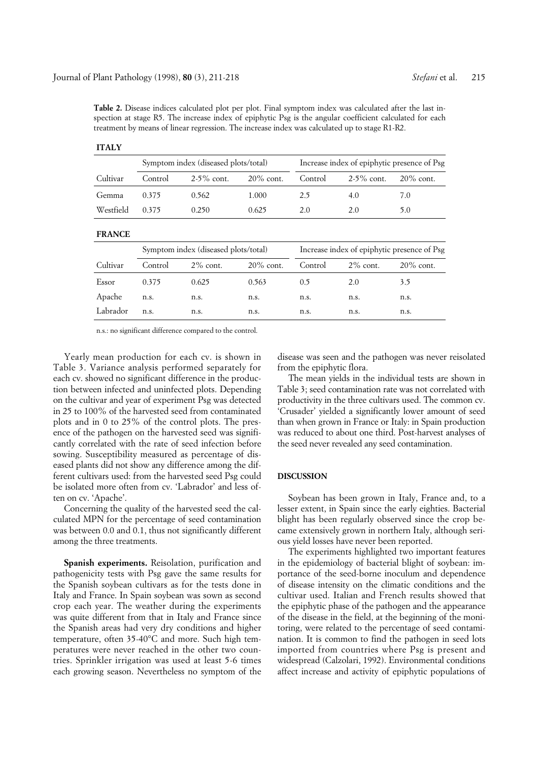**Table 2.** Disease indices calculated plot per plot. Final symptom index was calculated after the last inspection at stage R5. The increase index of epiphytic Psg is the angular coefficient calculated for each treatment by means of linear regression. The increase index was calculated up to stage R1-R2.

**ITALY**

| | Symptom index (diseased plots/total) | | | Increase index of epiphytic presence of Psg | | |
|---|---|---|---|---|---|---|
| Cultivar | Control | 2-5% cont. | 20% cont. | Control | 2-5% cont. | 20% cont. |
| Gemma | 0.375 | 0.562 | 1.000 | 2.5 | 4.0 | 7.0 |
| Westfield | 0.375 | 0.250 | 0.625 | 2.0 | 2.0 | 5.0 |

**FRANCE**

| | Symptom index (diseased plots/total) | | | Increase index of epiphytic presence of Psg | | |
|---|---|---|---|---|---|---|
| Cultivar | Control | 2% cont. | 20% cont. | Control | 2% cont. | 20% cont. |
| Essor | 0.375 | 0.625 | 0.563 | 0.5 | 2.0 | 3.5 |
| Apache | n.s. | n.s. | n.s. | n.s. | n.s. | n.s. |
| Labrador | n.s. | n.s. | n.s. | n.s. | n.s. | n.s. |

n.s.: no significant difference compared to the control.

Yearly mean production for each cv. is shown in Table 3. Variance analysis performed separately for each cv. showed no significant difference in the production between infected and uninfected plots. Depending on the cultivar and year of experiment Psg was detected in 25 to 100% of the harvested seed from contaminated plots and in 0 to 25% of the control plots. The presence of the pathogen on the harvested seed was significantly correlated with the rate of seed infection before sowing. Susceptibility measured as percentage of diseased plants did not show any difference among the different cultivars used: from the harvested seed Psg could be isolated more often from cv. 'Labrador' and less often on cv. 'Apache'.

Concerning the quality of the harvested seed the calculated MPN for the percentage of seed contamination was between 0.0 and 0.1, thus not significantly different among the three treatments.

**Spanish experiments.** Reisolation, purification and pathogenicity tests with Psg gave the same results for the Spanish soybean cultivars as for the tests done in Italy and France. In Spain soybean was sown as second crop each year. The weather during the experiments was quite different from that in Italy and France since the Spanish areas had very dry conditions and higher temperature, often 35-40°C and more. Such high temperatures were never reached in the other two countries. Sprinkler irrigation was used at least 5-6 times each growing season. Nevertheless no symptom of the disease was seen and the pathogen was never reisolated from the epiphytic flora.

The mean yields in the individual tests are shown in Table 3; seed contamination rate was not correlated with productivity in the three cultivars used. The common cv. 'Crusader' yielded a significantly lower amount of seed than when grown in France or Italy: in Spain production was reduced to about one third. Post-harvest analyses of the seed never revealed any seed contamination.

## DISCUSSION

Soybean has been grown in Italy, France and, to a lesser extent, in Spain since the early eighties. Bacterial blight has been regularly observed since the crop became extensively grown in northern Italy, although serious yield losses have never been reported.

The experiments highlighted two important features in the epidemiology of bacterial blight of soybean: importance of the seed-borne inoculum and dependence of disease intensity on the climatic conditions and the cultivar used. Italian and French results showed that the epiphytic phase of the pathogen and the appearance of the disease in the field, at the beginning of the monitoring, were related to the percentage of seed contamination. It is common to find the pathogen in seed lots imported from countries where Psg is present and widespread (Calzolari, 1992). Environmental conditions affect increase and activity of epiphytic populations of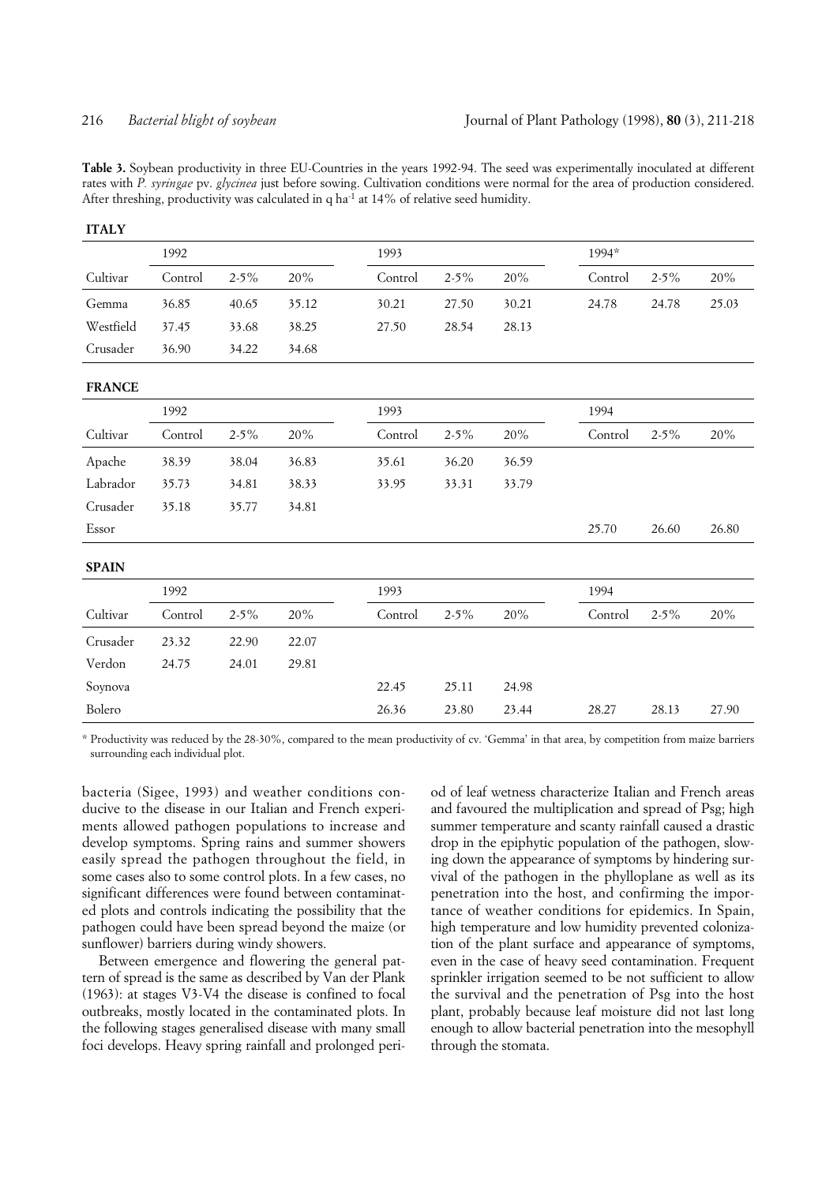**Table 3.** Soybean productivity in three EU-Countries in the years 1992-94. The seed was experimentally inoculated at different rates with *P. syringae* pv. *glycinea* just before sowing. Cultivation conditions were normal for the area of production considered. After threshing, productivity was calculated in q ha$^{-1}$ at 14% of relative seed humidity.

**ITALY**

| | 1992 | | | 1993 | | | 1994* | | |
|---|---|---|---|---|---|---|---|---|---|
| Cultivar | Control | 2-5% | 20% | Control | 2-5% | 20% | Control | 2-5% | 20% |
| Gemma | 36.85 | 40.65 | 35.12 | 30.21 | 27.50 | 30.21 | 24.78 | 24.78 | 25.03 |
| Westfield | 37.45 | 33.68 | 38.25 | 27.50 | 28.54 | 28.13 | | | |
| Crusader | 36.90 | 34.22 | 34.68 | | | | | | |

**FRANCE**

| | 1992 | | | 1993 | | | 1994 | | |
|---|---|---|---|---|---|---|---|---|---|
| Cultivar | Control | 2-5% | 20% | Control | 2-5% | 20% | Control | 2-5% | 20% |
| Apache | 38.39 | 38.04 | 36.83 | 35.61 | 36.20 | 36.59 | | | |
| Labrador | 35.73 | 34.81 | 38.33 | 33.95 | 33.31 | 33.79 | | | |
| Crusader | 35.18 | 35.77 | 34.81 | | | | | | |
| Essor | | | | | | | 25.70 | 26.60 | 26.80 |

**SPAIN**

| | 1992 | | | 1993 | | | 1994 | | |
|---|---|---|---|---|---|---|---|---|---|
| Cultivar | Control | 2-5% | 20% | Control | 2-5% | 20% | Control | 2-5% | 20% |
| Crusader | 23.32 | 22.90 | 22.07 | | | | | | |
| Verdon | 24.75 | 24.01 | 29.81 | | | | | | |
| Soynova | | | | 22.45 | 25.11 | 24.98 | | | |
| Bolero | | | | 26.36 | 23.80 | 23.44 | 28.27 | 28.13 | 27.90 |

\* Productivity was reduced by the 28-30%, compared to the mean productivity of cv. 'Gemma' in that area, by competition from maize barriers surrounding each individual plot.

bacteria (Sigee, 1993) and weather conditions conducive to the disease in our Italian and French experiments allowed pathogen populations to increase and develop symptoms. Spring rains and summer showers easily spread the pathogen throughout the field, in some cases also to some control plots. In a few cases, no significant differences were found between contaminated plots and controls indicating the possibility that the pathogen could have been spread beyond the maize (or sunflower) barriers during windy showers.

Between emergence and flowering the general pattern of spread is the same as described by Van der Plank (1963): at stages V3-V4 the disease is confined to focal outbreaks, mostly located in the contaminated plots. In the following stages generalised disease with many small foci develops. Heavy spring rainfall and prolonged period of leaf wetness characterize Italian and French areas and favoured the multiplication and spread of Psg; high summer temperature and scanty rainfall caused a drastic drop in the epiphytic population of the pathogen, slowing down the appearance of symptoms by hindering survival of the pathogen in the phylloplane as well as its penetration into the host, and confirming the importance of weather conditions for epidemics. In Spain, high temperature and low humidity prevented colonization of the plant surface and appearance of symptoms, even in the case of heavy seed contamination. Frequent sprinkler irrigation seemed to be not sufficient to allow the survival and the penetration of Psg into the host plant, probably because leaf moisture did not last long enough to allow bacterial penetration into the mesophyll through the stomata.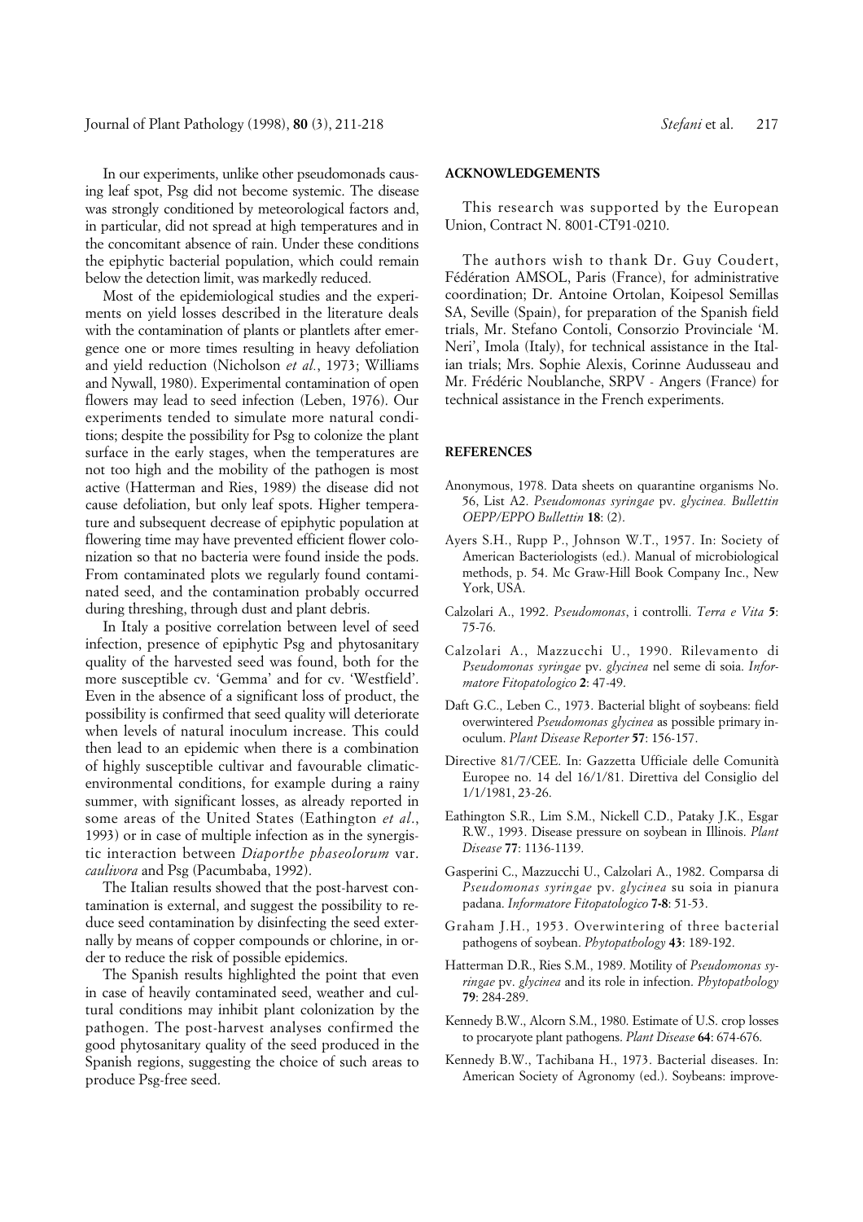In our experiments, unlike other pseudomonads causing leaf spot, Psg did not become systemic. The disease was strongly conditioned by meteorological factors and, in particular, did not spread at high temperatures and in the concomitant absence of rain. Under these conditions the epiphytic bacterial population, which could remain below the detection limit, was markedly reduced.

Most of the epidemiological studies and the experiments on yield losses described in the literature deals with the contamination of plants or plantlets after emergence one or more times resulting in heavy defoliation and yield reduction (Nicholson *et al.*, 1973; Williams and Nywall, 1980). Experimental contamination of open flowers may lead to seed infection (Leben, 1976). Our experiments tended to simulate more natural conditions; despite the possibility for Psg to colonize the plant surface in the early stages, when the temperatures are not too high and the mobility of the pathogen is most active (Hatterman and Ries, 1989) the disease did not cause defoliation, but only leaf spots. Higher temperature and subsequent decrease of epiphytic population at flowering time may have prevented efficient flower colonization so that no bacteria were found inside the pods. From contaminated plots we regularly found contaminated seed, and the contamination probably occurred during threshing, through dust and plant debris.

In Italy a positive correlation between level of seed infection, presence of epiphytic Psg and phytosanitary quality of the harvested seed was found, both for the more susceptible cv. 'Gemma' and for cv. 'Westfield'. Even in the absence of a significant loss of product, the possibility is confirmed that seed quality will deteriorate when levels of natural inoculum increase. This could then lead to an epidemic when there is a combination of highly susceptible cultivar and favourable climatic-environmental conditions, for example during a rainy summer, with significant losses, as already reported in some areas of the United States (Eathington *et al*., 1993) or in case of multiple infection as in the synergistic interaction between *Diaporthe phaseolorum* var. *caulivora* and Psg (Pacumbaba, 1992).

The Italian results showed that the post-harvest contamination is external, and suggest the possibility to reduce seed contamination by disinfecting the seed externally by means of copper compounds or chlorine, in order to reduce the risk of possible epidemics.

The Spanish results highlighted the point that even in case of heavily contaminated seed, weather and cultural conditions may inhibit plant colonization by the pathogen. The post-harvest analyses confirmed the good phytosanitary quality of the seed produced in the Spanish regions, suggesting the choice of such areas to produce Psg-free seed.

## ACKNOWLEDGEMENTS

This research was supported by the European Union, Contract N. 8001-CT91-0210.

The authors wish to thank Dr. Guy Coudert, Fédération AMSOL, Paris (France), for administrative coordination; Dr. Antoine Ortolan, Koipesol Semillas SA, Seville (Spain), for preparation of the Spanish field trials, Mr. Stefano Contoli, Consorzio Provinciale 'M. Neri', Imola (Italy), for technical assistance in the Italian trials; Mrs. Sophie Alexis, Corinne Audusseau and Mr. Frédéric Noublanche, SRPV - Angers (France) for technical assistance in the French experiments.

## REFERENCES

Anonymous, 1978. Data sheets on quarantine organisms No. 56, List A2. *Pseudomonas syringae* pv. *glycinea. Bullettin OEPP/EPPO Bullettin* **18**: (2).

Ayers S.H., Rupp P., Johnson W.T., 1957. In: Society of American Bacteriologists (ed.). Manual of microbiological methods, p. 54. Mc Graw-Hill Book Company Inc., New York, USA.

Calzolari A., 1992. *Pseudomonas*, i controlli. *Terra e Vita* **5**: 75-76.

Calzolari A., Mazzucchi U., 1990. Rilevamento di *Pseudomonas syringae* pv. *glycinea* nel seme di soia. *Informatore Fitopatologico* **2**: 47-49.

Daft G.C., Leben C., 1973. Bacterial blight of soybeans: field overwintered *Pseudomonas glycinea* as possible primary inoculum. *Plant Disease Reporter* **57**: 156-157.

Directive 81/7/CEE. In: Gazzetta Ufficiale delle Comunità Europee no. 14 del 16/1/81. Direttiva del Consiglio del 1/1/1981, 23-26.

Eathington S.R., Lim S.M., Nickell C.D., Pataky J.K., Esgar R.W., 1993. Disease pressure on soybean in Illinois. *Plant Disease* **77**: 1136-1139.

Gasperini C., Mazzucchi U., Calzolari A., 1982. Comparsa di *Pseudomonas syringae* pv. *glycinea* su soia in pianura padana. *Informatore Fitopatologico* **7-8**: 51-53.

Graham J.H., 1953. Overwintering of three bacterial pathogens of soybean. *Phytopathology* **43**: 189-192.

Hatterman D.R., Ries S.M., 1989. Motility of *Pseudomonas syringae* pv. *glycinea* and its role in infection. *Phytopathology* **79**: 284-289.

Kennedy B.W., Alcorn S.M., 1980. Estimate of U.S. crop losses to procaryote plant pathogens. *Plant Disease* **64**: 674-676.

Kennedy B.W., Tachibana H., 1973. Bacterial diseases. In: American Society of Agronomy (ed.). Soybeans: improve-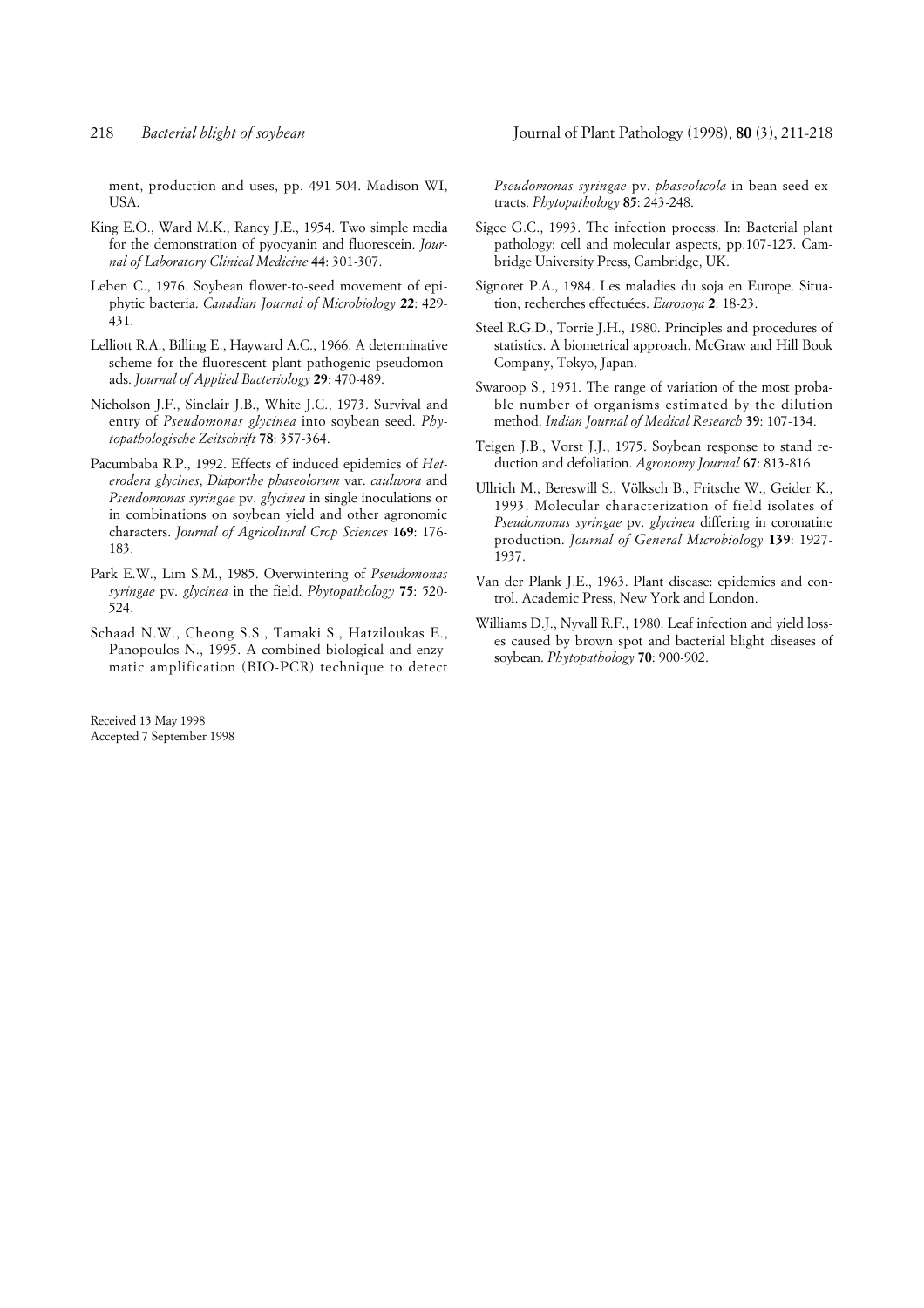ment, production and uses, pp. 491-504. Madison WI, USA.

King E.O., Ward M.K., Raney J.E., 1954. Two simple media for the demonstration of pyocyanin and fluorescein. *Journal of Laboratory Clinical Medicine* **44**: 301-307.

Leben C., 1976. Soybean flower-to-seed movement of epiphytic bacteria. *Canadian Journal of Microbiology* **22**: 429-431.

Lelliott R.A., Billing E., Hayward A.C., 1966. A determinative scheme for the fluorescent plant pathogenic pseudomonads. *Journal of Applied Bacteriology* **29**: 470-489.

Nicholson J.F., Sinclair J.B., White J.C., 1973. Survival and entry of *Pseudomonas glycinea* into soybean seed. *Phytopathologische Zeitschrift* **78**: 357-364.

Pacumbaba R.P., 1992. Effects of induced epidemics of *Heterodera glycines*, *Diaporthe phaseolorum* var. *caulivora* and *Pseudomonas syringae* pv. *glycinea* in single inoculations or in combinations on soybean yield and other agronomic characters. *Journal of Agricoltural Crop Sciences* **169**: 176-183.

Park E.W., Lim S.M., 1985. Overwintering of *Pseudomonas syringae* pv. *glycinea* in the field. *Phytopathology* **75**: 520-524.

Schaad N.W., Cheong S.S., Tamaki S., Hatziloukas E., Panopoulos N., 1995. A combined biological and enzymatic amplification (BIO-PCR) technique to detect *Pseudomonas syringae* pv. *phaseolicola* in bean seed extracts. *Phytopathology* **85**: 243-248.

Sigee G.C., 1993. The infection process. In: Bacterial plant pathology: cell and molecular aspects, pp.107-125. Cambridge University Press, Cambridge, UK.

Signoret P.A., 1984. Les maladies du soja en Europe. Situation, recherches effectuées. *Eurosoya* **2**: 18-23.

Steel R.G.D., Torrie J.H., 1980. Principles and procedures of statistics. A biometrical approach. McGraw and Hill Book Company, Tokyo, Japan.

Swaroop S., 1951. The range of variation of the most probable number of organisms estimated by the dilution method. *Indian Journal of Medical Research* **39**: 107-134.

Teigen J.B., Vorst J.J., 1975. Soybean response to stand reduction and defoliation. *Agronomy Journal* **67**: 813-816.

Ullrich M., Bereswill S., Völksch B., Fritsche W., Geider K., 1993. Molecular characterization of field isolates of *Pseudomonas syringae* pv. *glycinea* differing in coronatine production. *Journal of General Microbiology* **139**: 1927-1937.

Van der Plank J.E., 1963. Plant disease: epidemics and control. Academic Press, New York and London.

Williams D.J., Nyvall R.F., 1980. Leaf infection and yield losses caused by brown spot and bacterial blight diseases of soybean. *Phytopathology* **70**: 900-902.

Received 13 May 1998
Accepted 7 September 1998